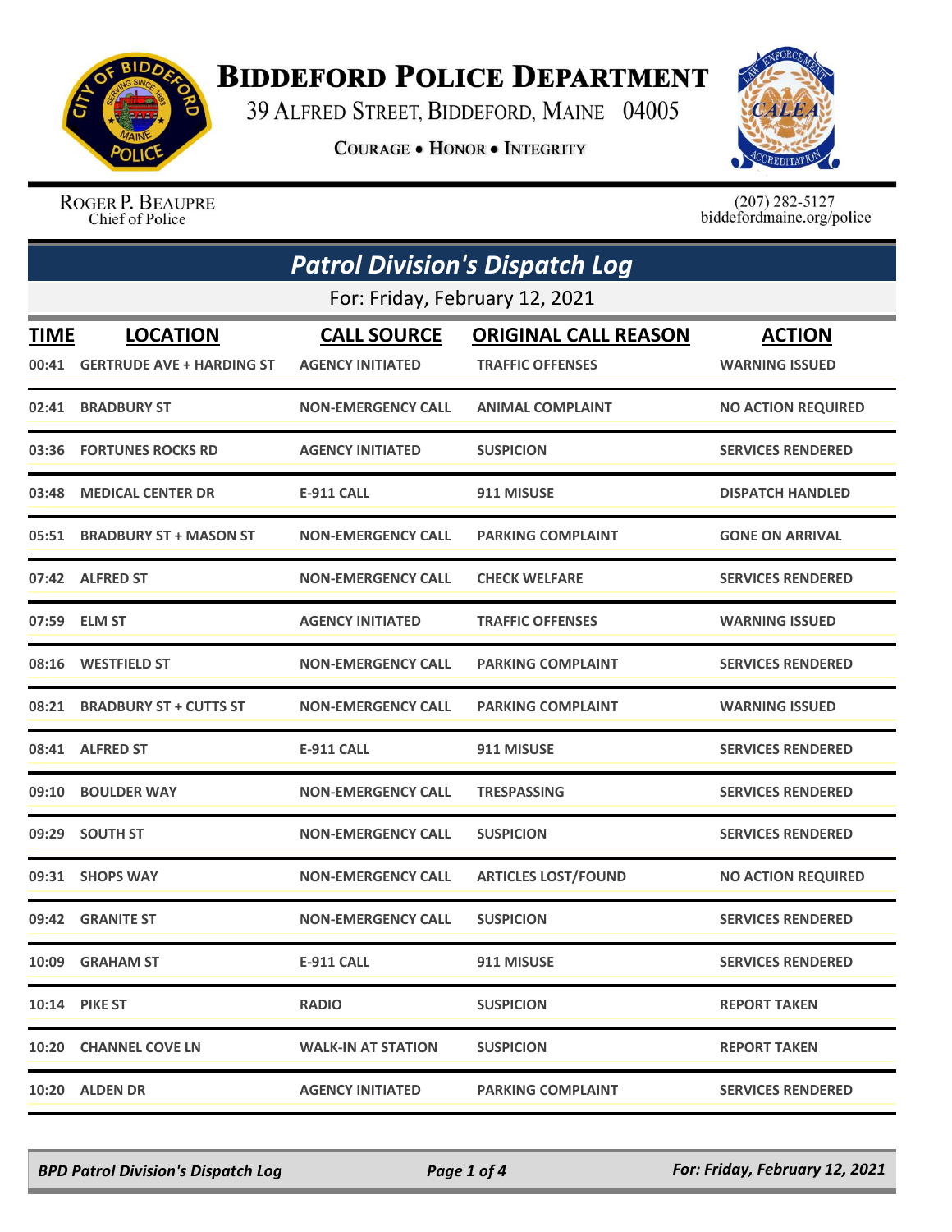# Biddeford Police Department

39 Alfred Street, Biddeford, Maine 04005

Courage • Honor • Integrity

Roger P. Beaupre
Chief of Police

(207) 282-5127
biddefordmaine.org/police

## Patrol Division's Dispatch Log

For: Friday, February 12, 2021

| TIME | LOCATION | CALL SOURCE | ORIGINAL CALL REASON | ACTION |
|---|---|---|---|---|
| 00:41 | GERTRUDE AVE + HARDING ST | AGENCY INITIATED | TRAFFIC OFFENSES | WARNING ISSUED |
| 02:41 | BRADBURY ST | NON-EMERGENCY CALL | ANIMAL COMPLAINT | NO ACTION REQUIRED |
| 03:36 | FORTUNES ROCKS RD | AGENCY INITIATED | SUSPICION | SERVICES RENDERED |
| 03:48 | MEDICAL CENTER DR | E-911 CALL | 911 MISUSE | DISPATCH HANDLED |
| 05:51 | BRADBURY ST + MASON ST | NON-EMERGENCY CALL | PARKING COMPLAINT | GONE ON ARRIVAL |
| 07:42 | ALFRED ST | NON-EMERGENCY CALL | CHECK WELFARE | SERVICES RENDERED |
| 07:59 | ELM ST | AGENCY INITIATED | TRAFFIC OFFENSES | WARNING ISSUED |
| 08:16 | WESTFIELD ST | NON-EMERGENCY CALL | PARKING COMPLAINT | SERVICES RENDERED |
| 08:21 | BRADBURY ST + CUTTS ST | NON-EMERGENCY CALL | PARKING COMPLAINT | WARNING ISSUED |
| 08:41 | ALFRED ST | E-911 CALL | 911 MISUSE | SERVICES RENDERED |
| 09:10 | BOULDER WAY | NON-EMERGENCY CALL | TRESPASSING | SERVICES RENDERED |
| 09:29 | SOUTH ST | NON-EMERGENCY CALL | SUSPICION | SERVICES RENDERED |
| 09:31 | SHOPS WAY | NON-EMERGENCY CALL | ARTICLES LOST/FOUND | NO ACTION REQUIRED |
| 09:42 | GRANITE ST | NON-EMERGENCY CALL | SUSPICION | SERVICES RENDERED |
| 10:09 | GRAHAM ST | E-911 CALL | 911 MISUSE | SERVICES RENDERED |
| 10:14 | PIKE ST | RADIO | SUSPICION | REPORT TAKEN |
| 10:20 | CHANNEL COVE LN | WALK-IN AT STATION | SUSPICION | REPORT TAKEN |
| 10:20 | ALDEN DR | AGENCY INITIATED | PARKING COMPLAINT | SERVICES RENDERED |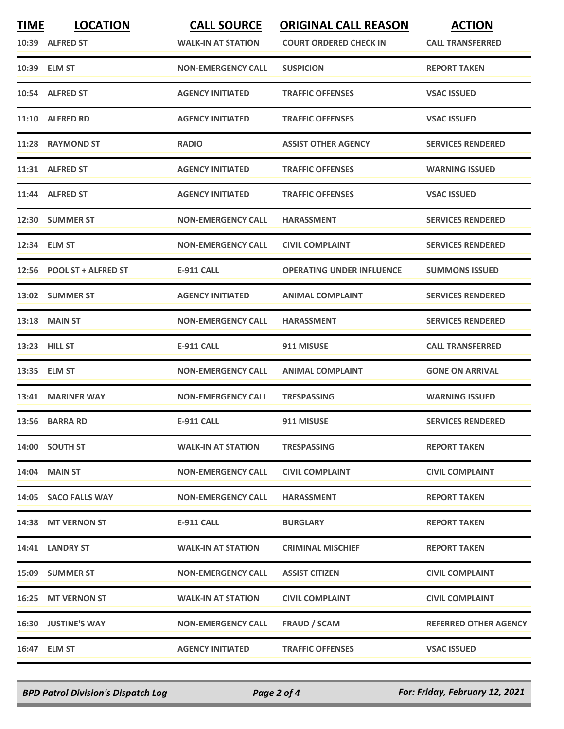| TIME | LOCATION | CALL SOURCE | ORIGINAL CALL REASON | ACTION |
| --- | --- | --- | --- | --- |
| 10:39 | ALFRED ST | WALK-IN AT STATION | COURT ORDERED CHECK IN | CALL TRANSFERRED |
| 10:39 | ELM ST | NON-EMERGENCY CALL | SUSPICION | REPORT TAKEN |
| 10:54 | ALFRED ST | AGENCY INITIATED | TRAFFIC OFFENSES | VSAC ISSUED |
| 11:10 | ALFRED RD | AGENCY INITIATED | TRAFFIC OFFENSES | VSAC ISSUED |
| 11:28 | RAYMOND ST | RADIO | ASSIST OTHER AGENCY | SERVICES RENDERED |
| 11:31 | ALFRED ST | AGENCY INITIATED | TRAFFIC OFFENSES | WARNING ISSUED |
| 11:44 | ALFRED ST | AGENCY INITIATED | TRAFFIC OFFENSES | VSAC ISSUED |
| 12:30 | SUMMER ST | NON-EMERGENCY CALL | HARASSMENT | SERVICES RENDERED |
| 12:34 | ELM ST | NON-EMERGENCY CALL | CIVIL COMPLAINT | SERVICES RENDERED |
| 12:56 | POOL ST + ALFRED ST | E-911 CALL | OPERATING UNDER INFLUENCE | SUMMONS ISSUED |
| 13:02 | SUMMER ST | AGENCY INITIATED | ANIMAL COMPLAINT | SERVICES RENDERED |
| 13:18 | MAIN ST | NON-EMERGENCY CALL | HARASSMENT | SERVICES RENDERED |
| 13:23 | HILL ST | E-911 CALL | 911 MISUSE | CALL TRANSFERRED |
| 13:35 | ELM ST | NON-EMERGENCY CALL | ANIMAL COMPLAINT | GONE ON ARRIVAL |
| 13:41 | MARINER WAY | NON-EMERGENCY CALL | TRESPASSING | WARNING ISSUED |
| 13:56 | BARRA RD | E-911 CALL | 911 MISUSE | SERVICES RENDERED |
| 14:00 | SOUTH ST | WALK-IN AT STATION | TRESPASSING | REPORT TAKEN |
| 14:04 | MAIN ST | NON-EMERGENCY CALL | CIVIL COMPLAINT | CIVIL COMPLAINT |
| 14:05 | SACO FALLS WAY | NON-EMERGENCY CALL | HARASSMENT | REPORT TAKEN |
| 14:38 | MT VERNON ST | E-911 CALL | BURGLARY | REPORT TAKEN |
| 14:41 | LANDRY ST | WALK-IN AT STATION | CRIMINAL MISCHIEF | REPORT TAKEN |
| 15:09 | SUMMER ST | NON-EMERGENCY CALL | ASSIST CITIZEN | CIVIL COMPLAINT |
| 16:25 | MT VERNON ST | WALK-IN AT STATION | CIVIL COMPLAINT | CIVIL COMPLAINT |
| 16:30 | JUSTINE'S WAY | NON-EMERGENCY CALL | FRAUD / SCAM | REFERRED OTHER AGENCY |
| 16:47 | ELM ST | AGENCY INITIATED | TRAFFIC OFFENSES | VSAC ISSUED |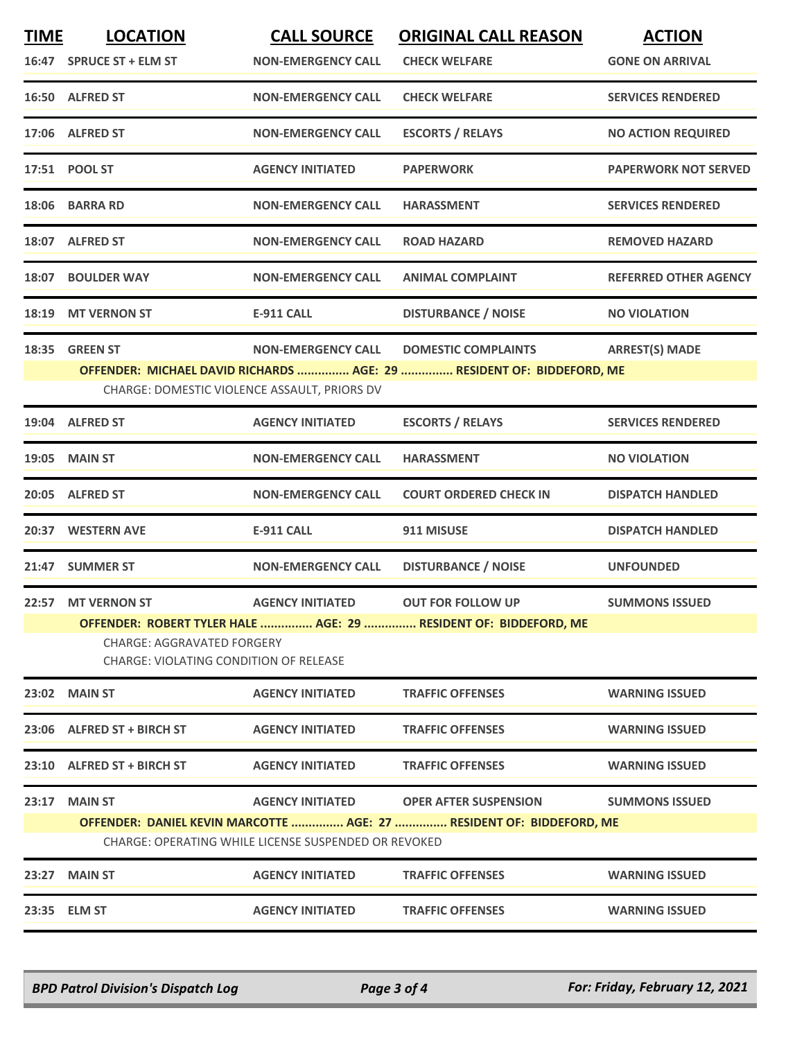| TIME | LOCATION | CALL SOURCE | ORIGINAL CALL REASON | ACTION |
|---|---|---|---|---|
| 16:47 | SPRUCE ST + ELM ST | NON-EMERGENCY CALL | CHECK WELFARE | GONE ON ARRIVAL |
| 16:50 | ALFRED ST | NON-EMERGENCY CALL | CHECK WELFARE | SERVICES RENDERED |
| 17:06 | ALFRED ST | NON-EMERGENCY CALL | ESCORTS / RELAYS | NO ACTION REQUIRED |
| 17:51 | POOL ST | AGENCY INITIATED | PAPERWORK | PAPERWORK NOT SERVED |
| 18:06 | BARRA RD | NON-EMERGENCY CALL | HARASSMENT | SERVICES RENDERED |
| 18:07 | ALFRED ST | NON-EMERGENCY CALL | ROAD HAZARD | REMOVED HAZARD |
| 18:07 | BOULDER WAY | NON-EMERGENCY CALL | ANIMAL COMPLAINT | REFERRED OTHER AGENCY |
| 18:19 | MT VERNON ST | E-911 CALL | DISTURBANCE / NOISE | NO VIOLATION |
| 18:35 | GREEN ST | NON-EMERGENCY CALL | DOMESTIC COMPLAINTS | ARREST(S) MADE |
| | OFFENDER: MICHAEL DAVID RICHARDS ............... AGE: 29 ............... RESIDENT OF: BIDDEFORD, ME | | | |
| | CHARGE: DOMESTIC VIOLENCE ASSAULT, PRIORS DV | | | |
| 19:04 | ALFRED ST | AGENCY INITIATED | ESCORTS / RELAYS | SERVICES RENDERED |
| 19:05 | MAIN ST | NON-EMERGENCY CALL | HARASSMENT | NO VIOLATION |
| 20:05 | ALFRED ST | NON-EMERGENCY CALL | COURT ORDERED CHECK IN | DISPATCH HANDLED |
| 20:37 | WESTERN AVE | E-911 CALL | 911 MISUSE | DISPATCH HANDLED |
| 21:47 | SUMMER ST | NON-EMERGENCY CALL | DISTURBANCE / NOISE | UNFOUNDED |
| 22:57 | MT VERNON ST | AGENCY INITIATED | OUT FOR FOLLOW UP | SUMMONS ISSUED |
| | OFFENDER: ROBERT TYLER HALE ............... AGE: 29 ............... RESIDENT OF: BIDDEFORD, ME | | | |
| | CHARGE: AGGRAVATED FORGERY | | | |
| | CHARGE: VIOLATING CONDITION OF RELEASE | | | |
| 23:02 | MAIN ST | AGENCY INITIATED | TRAFFIC OFFENSES | WARNING ISSUED |
| 23:06 | ALFRED ST + BIRCH ST | AGENCY INITIATED | TRAFFIC OFFENSES | WARNING ISSUED |
| 23:10 | ALFRED ST + BIRCH ST | AGENCY INITIATED | TRAFFIC OFFENSES | WARNING ISSUED |
| 23:17 | MAIN ST | AGENCY INITIATED | OPER AFTER SUSPENSION | SUMMONS ISSUED |
| | OFFENDER: DANIEL KEVIN MARCOTTE ............... AGE: 27 ............... RESIDENT OF: BIDDEFORD, ME | | | |
| | CHARGE: OPERATING WHILE LICENSE SUSPENDED OR REVOKED | | | |
| 23:27 | MAIN ST | AGENCY INITIATED | TRAFFIC OFFENSES | WARNING ISSUED |
| 23:35 | ELM ST | AGENCY INITIATED | TRAFFIC OFFENSES | WARNING ISSUED |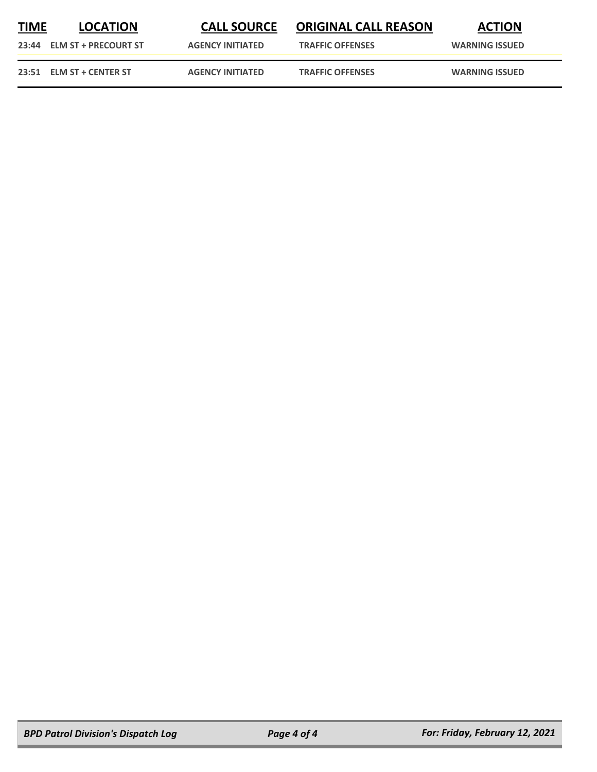| TIME | LOCATION | CALL SOURCE | ORIGINAL CALL REASON | ACTION |
|---|---|---|---|---|
| 23:44 | ELM ST + PRECOURT ST | AGENCY INITIATED | TRAFFIC OFFENSES | WARNING ISSUED |
| 23:51 | ELM ST + CENTER ST | AGENCY INITIATED | TRAFFIC OFFENSES | WARNING ISSUED |